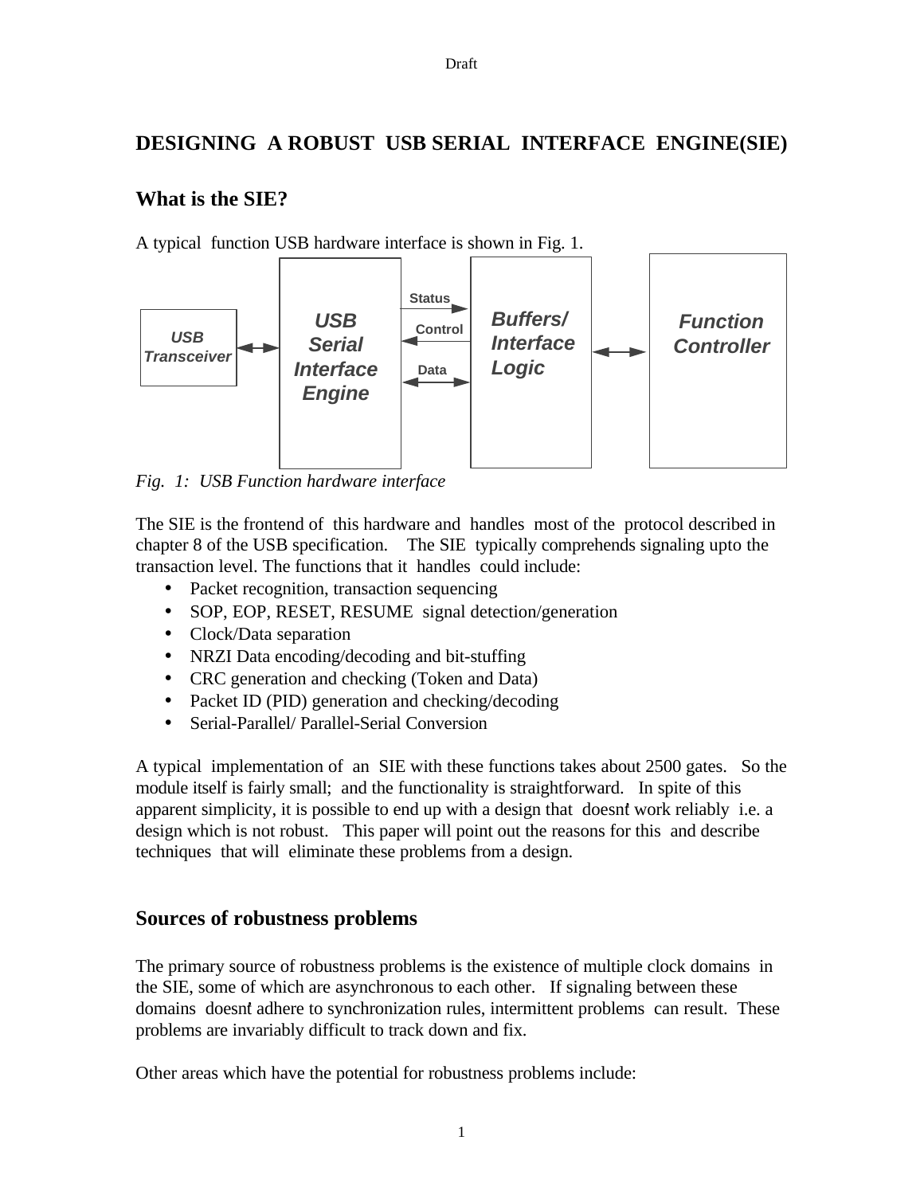# DESIGNING A ROBUST USB SERIAL INTERFACE ENGINE(SIE)

## What is the SIE?

A typical function USB hardware interface is shown in Fig. 1.

*Fig. 1: USB Function hardware interface*

The SIE is the frontend of this hardware and handles most of the protocol described in chapter 8 of the USB specification. The SIE typically comprehends signaling upto the transaction level. The functions that it handles could include:

- Packet recognition, transaction sequencing
- SOP, EOP, RESET, RESUME signal detection/generation
- Clock/Data separation
- NRZI Data encoding/decoding and bit-stuffing
- CRC generation and checking (Token and Data)
- Packet ID (PID) generation and checking/decoding
- Serial-Parallel/ Parallel-Serial Conversion

A typical implementation of an SIE with these functions takes about 2500 gates. So the module itself is fairly small; and the functionality is straightforward. In spite of this apparent simplicity, it is possible to end up with a design that doesn't work reliably i.e. a design which is not robust. This paper will point out the reasons for this and describe techniques that will eliminate these problems from a design.

## Sources of robustness problems

The primary source of robustness problems is the existence of multiple clock domains in the SIE, some of which are asynchronous to each other. If signaling between these domains doesn't adhere to synchronization rules, intermittent problems can result. These problems are invariably difficult to track down and fix.

Other areas which have the potential for robustness problems include: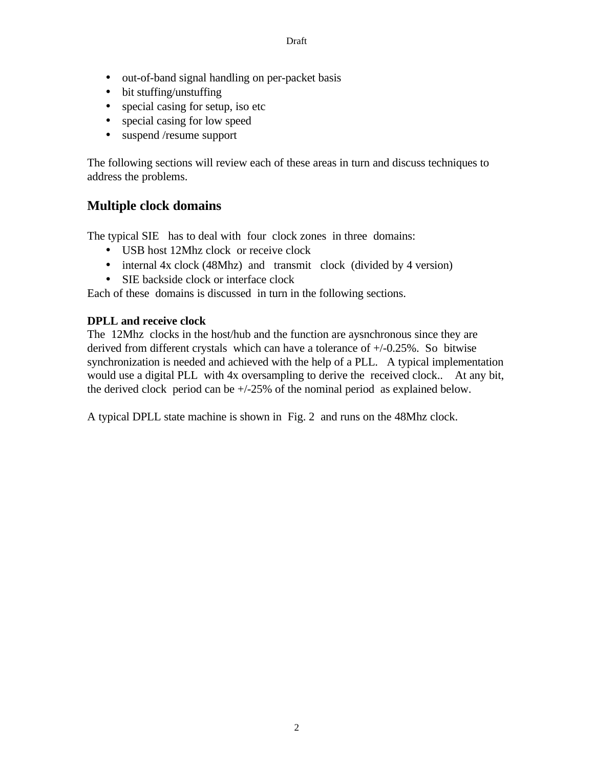- out-of-band signal handling on per-packet basis
- bit stuffing/unstuffing
- special casing for setup, iso etc
- special casing for low speed
- suspend /resume support

The following sections will review each of these areas in turn and discuss techniques to address the problems.

## Multiple clock domains

The typical SIE has to deal with four clock zones in three domains:

- USB host 12Mhz clock or receive clock
- internal 4x clock (48Mhz) and transmit clock (divided by 4 version)
- SIE backside clock or interface clock

Each of these domains is discussed in turn in the following sections.

**DPLL and receive clock**

The 12Mhz clocks in the host/hub and the function are aysnchronous since they are derived from different crystals which can have a tolerance of +/-0.25%. So bitwise synchronization is needed and achieved with the help of a PLL. A typical implementation would use a digital PLL with 4x oversampling to derive the received clock.. At any bit, the derived clock period can be +/-25% of the nominal period as explained below.

A typical DPLL state machine is shown in Fig. 2 and runs on the 48Mhz clock.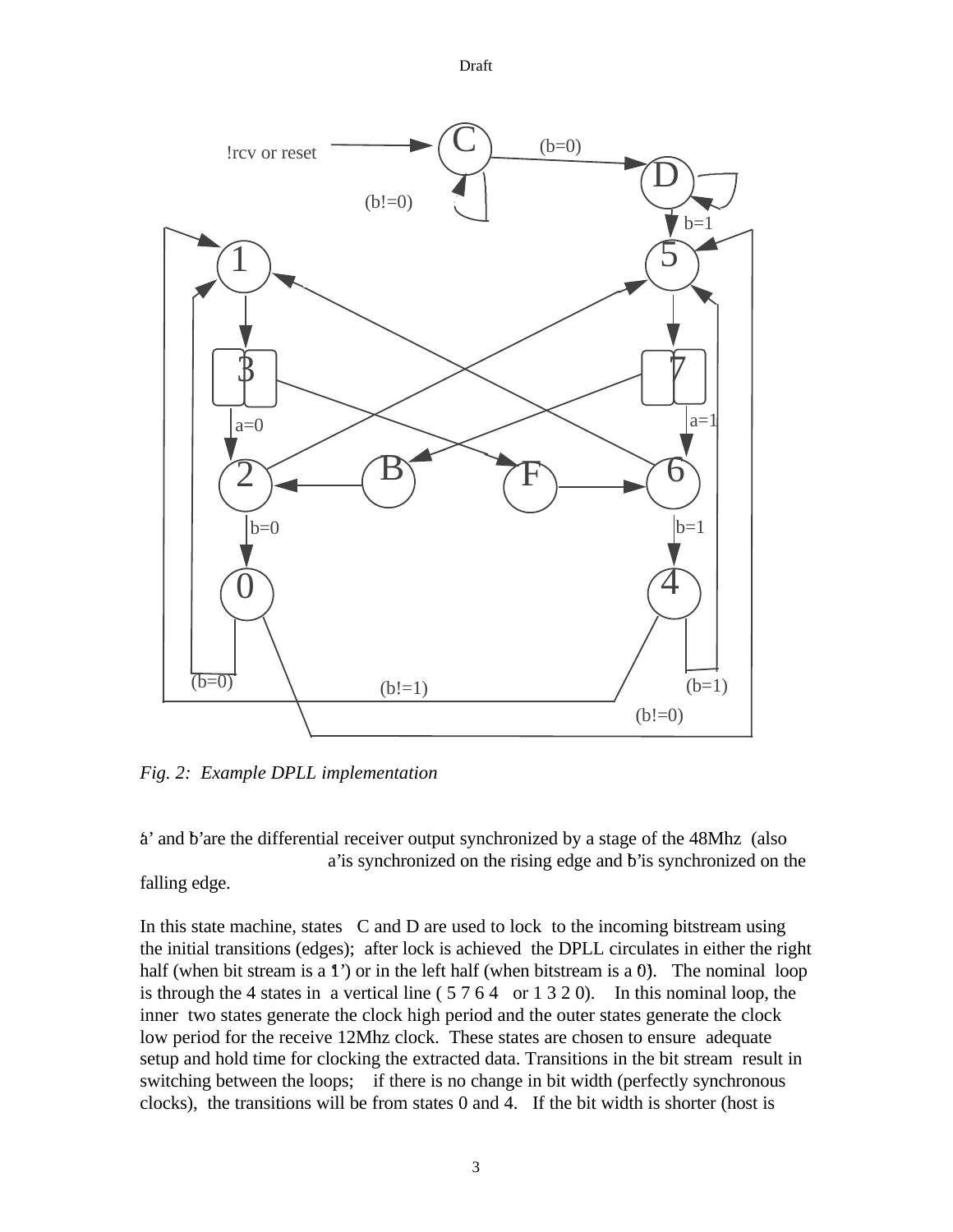*Fig. 2: Example DPLL implementation*

'a' and 'b' are the differential receiver output synchronized by a stage of the 48Mhz (also 'a' is synchronized on the rising edge and 'b' is synchronized on the falling edge.

In this state machine, states C and D are used to lock to the incoming bitstream using the initial transitions (edges); after lock is achieved the DPLL circulates in either the right half (when bit stream is a '1') or in the left half (when bitstream is a '0'). The nominal loop is through the 4 states in a vertical line ( 5 7 6 4 or 1 3 2 0). In this nominal loop, the inner two states generate the clock high period and the outer states generate the clock low period for the receive 12Mhz clock. These states are chosen to ensure adequate setup and hold time for clocking the extracted data. Transitions in the bit stream result in switching between the loops; if there is no change in bit width (perfectly synchronous clocks), the transitions will be from states 0 and 4. If the bit width is shorter (host is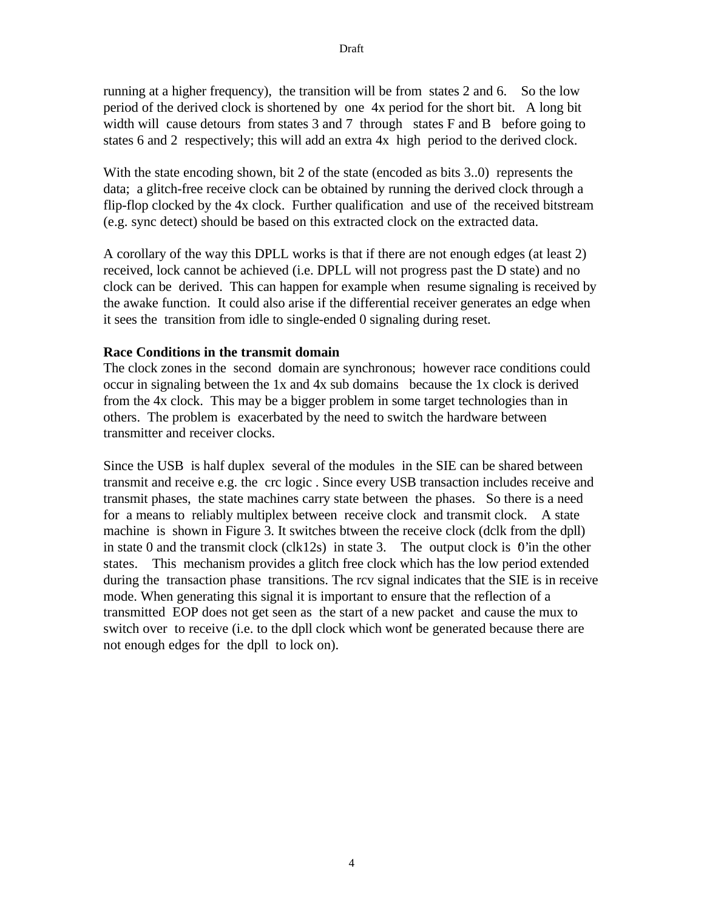running at a higher frequency), the transition will be from states 2 and 6. So the low period of the derived clock is shortened by one 4x period for the short bit. A long bit width will cause detours from states 3 and 7 through states F and B before going to states 6 and 2 respectively; this will add an extra 4x high period to the derived clock.

With the state encoding shown, bit 2 of the state (encoded as bits 3..0) represents the data; a glitch-free receive clock can be obtained by running the derived clock through a flip-flop clocked by the 4x clock. Further qualification and use of the received bitstream (e.g. sync detect) should be based on this extracted clock on the extracted data.

A corollary of the way this DPLL works is that if there are not enough edges (at least 2) received, lock cannot be achieved (i.e. DPLL will not progress past the D state) and no clock can be derived. This can happen for example when resume signaling is received by the awake function. It could also arise if the differential receiver generates an edge when it sees the transition from idle to single-ended 0 signaling during reset.

**Race Conditions in the transmit domain**

The clock zones in the second domain are synchronous; however race conditions could occur in signaling between the 1x and 4x sub domains because the 1x clock is derived from the 4x clock. This may be a bigger problem in some target technologies than in others. The problem is exacerbated by the need to switch the hardware between transmitter and receiver clocks.

Since the USB is half duplex several of the modules in the SIE can be shared between transmit and receive e.g. the crc logic . Since every USB transaction includes receive and transmit phases, the state machines carry state between the phases. So there is a need for a means to reliably multiplex between receive clock and transmit clock. A state machine is shown in Figure 3. It switches btween the receive clock (dclk from the dpll) in state 0 and the transmit clock (clk12s) in state 3. The output clock is '0' in the other states. This mechanism provides a glitch free clock which has the low period extended during the transaction phase transitions. The rcv signal indicates that the SIE is in receive mode. When generating this signal it is important to ensure that the reflection of a transmitted EOP does not get seen as the start of a new packet and cause the mux to switch over to receive (i.e. to the dpll clock which won't be generated because there are not enough edges for the dpll to lock on).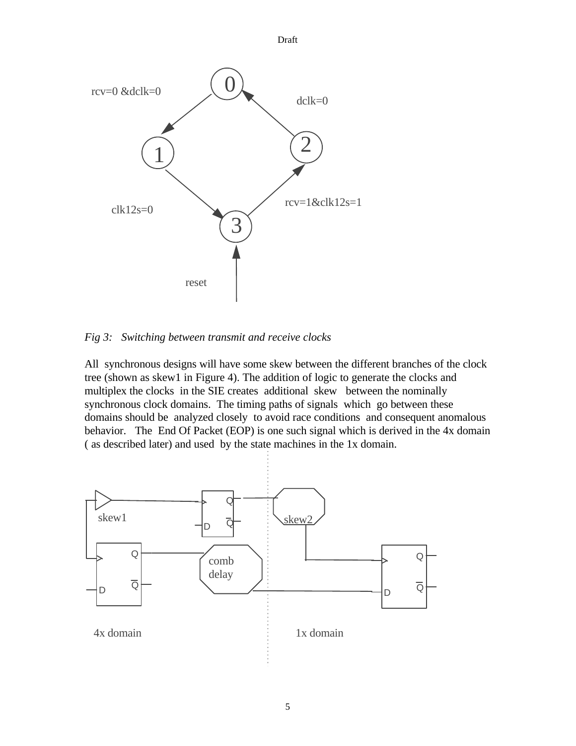*Fig 3: Switching between transmit and receive clocks*

All synchronous designs will have some skew between the different branches of the clock tree (shown as skew1 in Figure 4). The addition of logic to generate the clocks and multiplex the clocks in the SIE creates additional skew between the nominally synchronous clock domains. The timing paths of signals which go between these domains should be analyzed closely to avoid race conditions and consequent anomalous behavior. The End Of Packet (EOP) is one such signal which is derived in the 4x domain ( as described later) and used by the state machines in the 1x domain.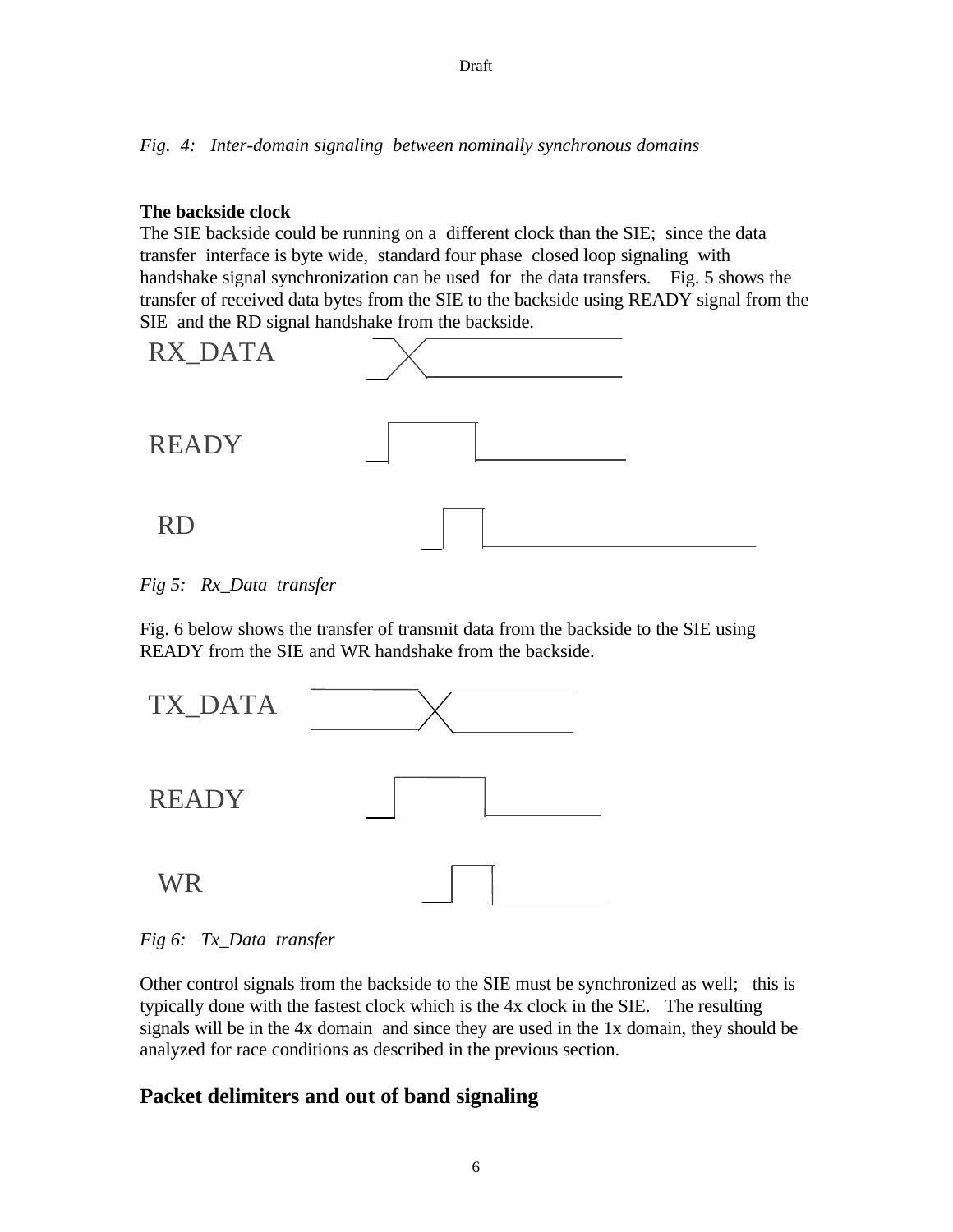*Fig. 4: Inter-domain signaling between nominally synchronous domains*

**The backside clock**

The SIE backside could be running on a different clock than the SIE; since the data transfer interface is byte wide, standard four phase closed loop signaling with handshake signal synchronization can be used for the data transfers. Fig. 5 shows the transfer of received data bytes from the SIE to the backside using READY signal from the SIE and the RD signal handshake from the backside.

RX_DATA

READY

RD

*Fig 5: Rx_Data transfer*

Fig. 6 below shows the transfer of transmit data from the backside to the SIE using READY from the SIE and WR handshake from the backside.

TX_DATA

READY

WR

*Fig 6: Tx_Data transfer*

Other control signals from the backside to the SIE must be synchronized as well; this is typically done with the fastest clock which is the 4x clock in the SIE. The resulting signals will be in the 4x domain and since they are used in the 1x domain, they should be analyzed for race conditions as described in the previous section.

## Packet delimiters and out of band signaling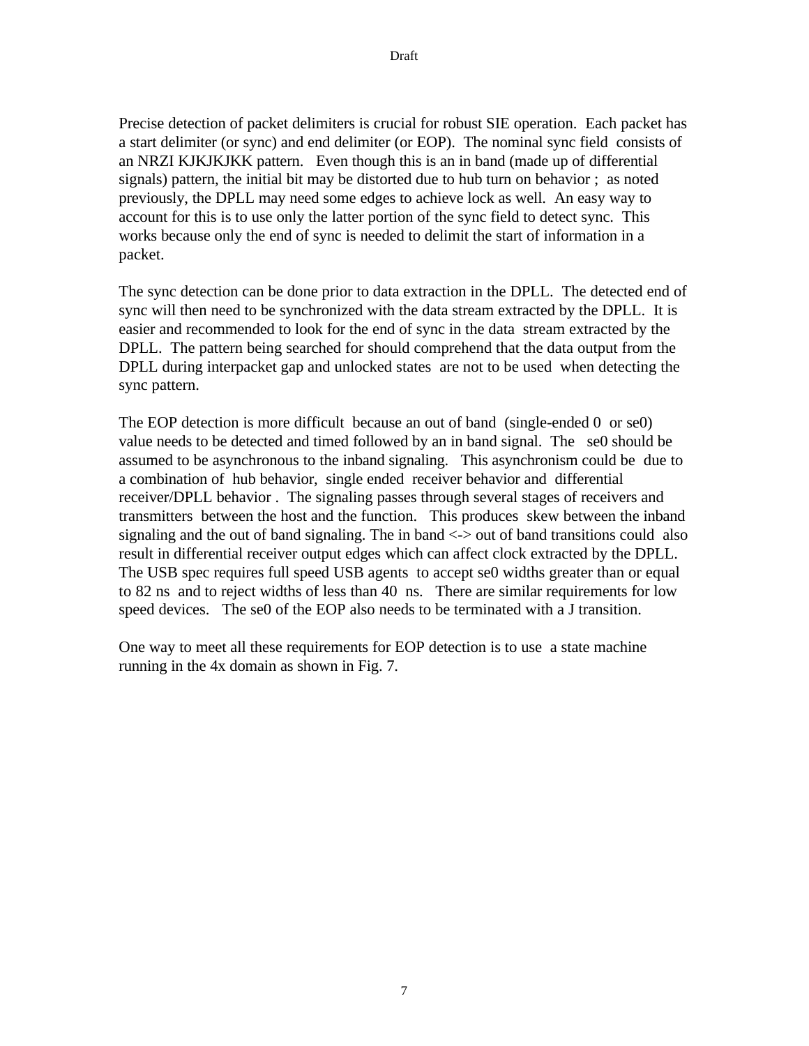Precise detection of packet delimiters is crucial for robust SIE operation. Each packet has a start delimiter (or sync) and end delimiter (or EOP). The nominal sync field consists of an NRZI KJKJKJKK pattern. Even though this is an in band (made up of differential signals) pattern, the initial bit may be distorted due to hub turn on behavior ; as noted previously, the DPLL may need some edges to achieve lock as well. An easy way to account for this is to use only the latter portion of the sync field to detect sync. This works because only the end of sync is needed to delimit the start of information in a packet.

The sync detection can be done prior to data extraction in the DPLL. The detected end of sync will then need to be synchronized with the data stream extracted by the DPLL. It is easier and recommended to look for the end of sync in the data stream extracted by the DPLL. The pattern being searched for should comprehend that the data output from the DPLL during interpacket gap and unlocked states are not to be used when detecting the sync pattern.

The EOP detection is more difficult because an out of band (single-ended 0 or se0) value needs to be detected and timed followed by an in band signal. The se0 should be assumed to be asynchronous to the inband signaling. This asynchronism could be due to a combination of hub behavior, single ended receiver behavior and differential receiver/DPLL behavior . The signaling passes through several stages of receivers and transmitters between the host and the function. This produces skew between the inband signaling and the out of band signaling. The in band <-> out of band transitions could also result in differential receiver output edges which can affect clock extracted by the DPLL. The USB spec requires full speed USB agents to accept se0 widths greater than or equal to 82 ns and to reject widths of less than 40 ns. There are similar requirements for low speed devices. The se0 of the EOP also needs to be terminated with a J transition.

One way to meet all these requirements for EOP detection is to use a state machine running in the 4x domain as shown in Fig. 7.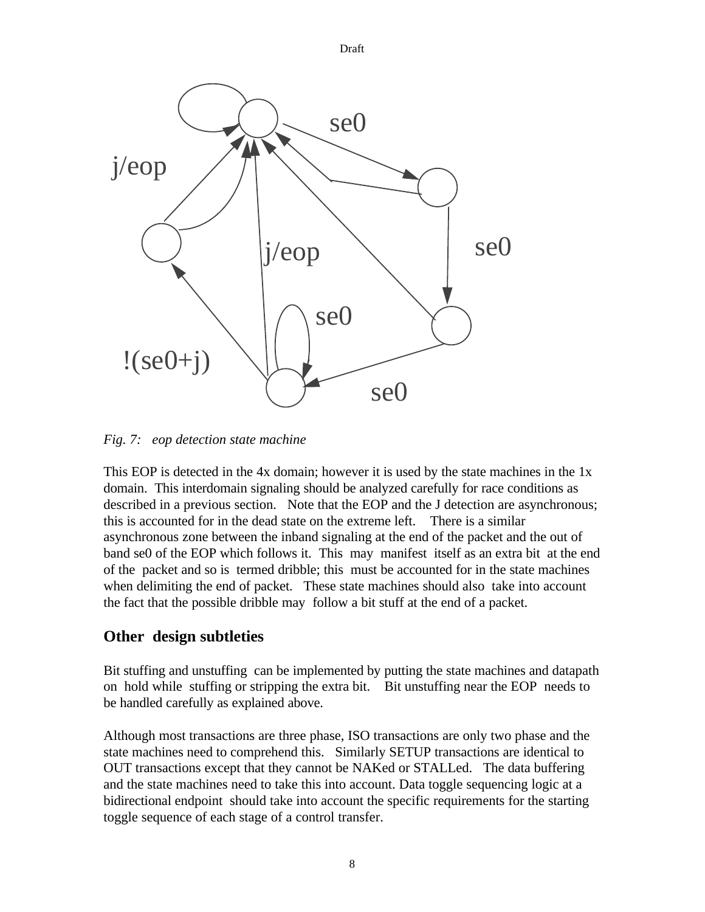*Fig. 7:   eop detection state machine*

This EOP is detected in the 4x domain; however it is used by the state machines in the 1x domain.  This interdomain signaling should be analyzed carefully for race conditions as described in a previous section.   Note that the EOP and the J detection are asynchronous; this is accounted for in the dead state on the extreme left.    There is a similar asynchronous zone between the inband signaling at the end of the packet and the out of band se0 of the EOP which follows it.  This  may  manifest  itself as an extra bit  at the end of the  packet and so is  termed dribble; this  must be accounted for in the state machines when delimiting the end of packet.   These state machines should also  take into account the fact that the possible dribble may  follow a bit stuff at the end of a packet.

## Other  design subtleties

Bit stuffing and unstuffing  can be implemented by putting the state machines and datapath on  hold while  stuffing or stripping the extra bit.    Bit unstuffing near the EOP  needs to be handled carefully as explained above.

Although most transactions are three phase, ISO transactions are only two phase and the state machines need to comprehend this.   Similarly SETUP transactions are identical to OUT transactions except that they cannot be NAKed or STALLed.   The data buffering and the state machines need to take this into account. Data toggle sequencing logic at a bidirectional endpoint  should take into account the specific requirements for the starting toggle sequence of each stage of a control transfer.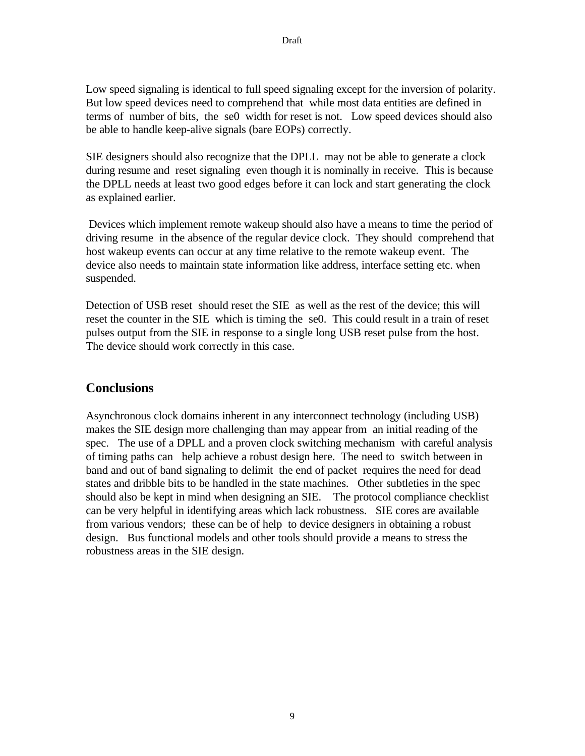Low speed signaling is identical to full speed signaling except for the inversion of polarity. But low speed devices need to comprehend that while most data entities are defined in terms of number of bits, the se0 width for reset is not. Low speed devices should also be able to handle keep-alive signals (bare EOPs) correctly.

SIE designers should also recognize that the DPLL may not be able to generate a clock during resume and reset signaling even though it is nominally in receive. This is because the DPLL needs at least two good edges before it can lock and start generating the clock as explained earlier.

Devices which implement remote wakeup should also have a means to time the period of driving resume in the absence of the regular device clock. They should comprehend that host wakeup events can occur at any time relative to the remote wakeup event. The device also needs to maintain state information like address, interface setting etc. when suspended.

Detection of USB reset should reset the SIE as well as the rest of the device; this will reset the counter in the SIE which is timing the se0. This could result in a train of reset pulses output from the SIE in response to a single long USB reset pulse from the host. The device should work correctly in this case.

## Conclusions

Asynchronous clock domains inherent in any interconnect technology (including USB) makes the SIE design more challenging than may appear from an initial reading of the spec. The use of a DPLL and a proven clock switching mechanism with careful analysis of timing paths can help achieve a robust design here. The need to switch between in band and out of band signaling to delimit the end of packet requires the need for dead states and dribble bits to be handled in the state machines. Other subtleties in the spec should also be kept in mind when designing an SIE. The protocol compliance checklist can be very helpful in identifying areas which lack robustness. SIE cores are available from various vendors; these can be of help to device designers in obtaining a robust design. Bus functional models and other tools should provide a means to stress the robustness areas in the SIE design.